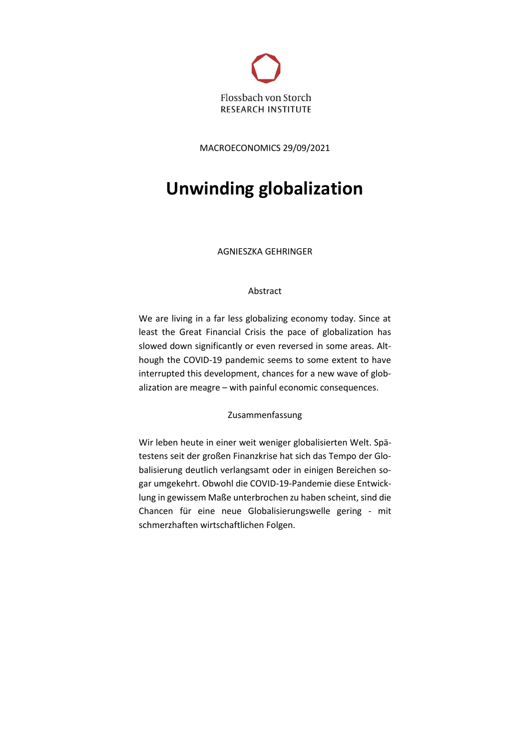Flossbach von Storch
RESEARCH INSTITUTE

MACROECONOMICS 29/09/2021

# Unwinding globalization

AGNIESZKA GEHRINGER

### Abstract

We are living in a far less globalizing economy today. Since at least the Great Financial Crisis the pace of globalization has slowed down significantly or even reversed in some areas. Although the COVID-19 pandemic seems to some extent to have interrupted this development, chances for a new wave of globalization are meagre – with painful economic consequences.

### Zusammenfassung

Wir leben heute in einer weit weniger globalisierten Welt. Spätestens seit der großen Finanzkrise hat sich das Tempo der Globalisierung deutlich verlangsamt oder in einigen Bereichen sogar umgekehrt. Obwohl die COVID-19-Pandemie diese Entwicklung in gewissem Maße unterbrochen zu haben scheint, sind die Chancen für eine neue Globalisierungswelle gering - mit schmerzhaften wirtschaftlichen Folgen.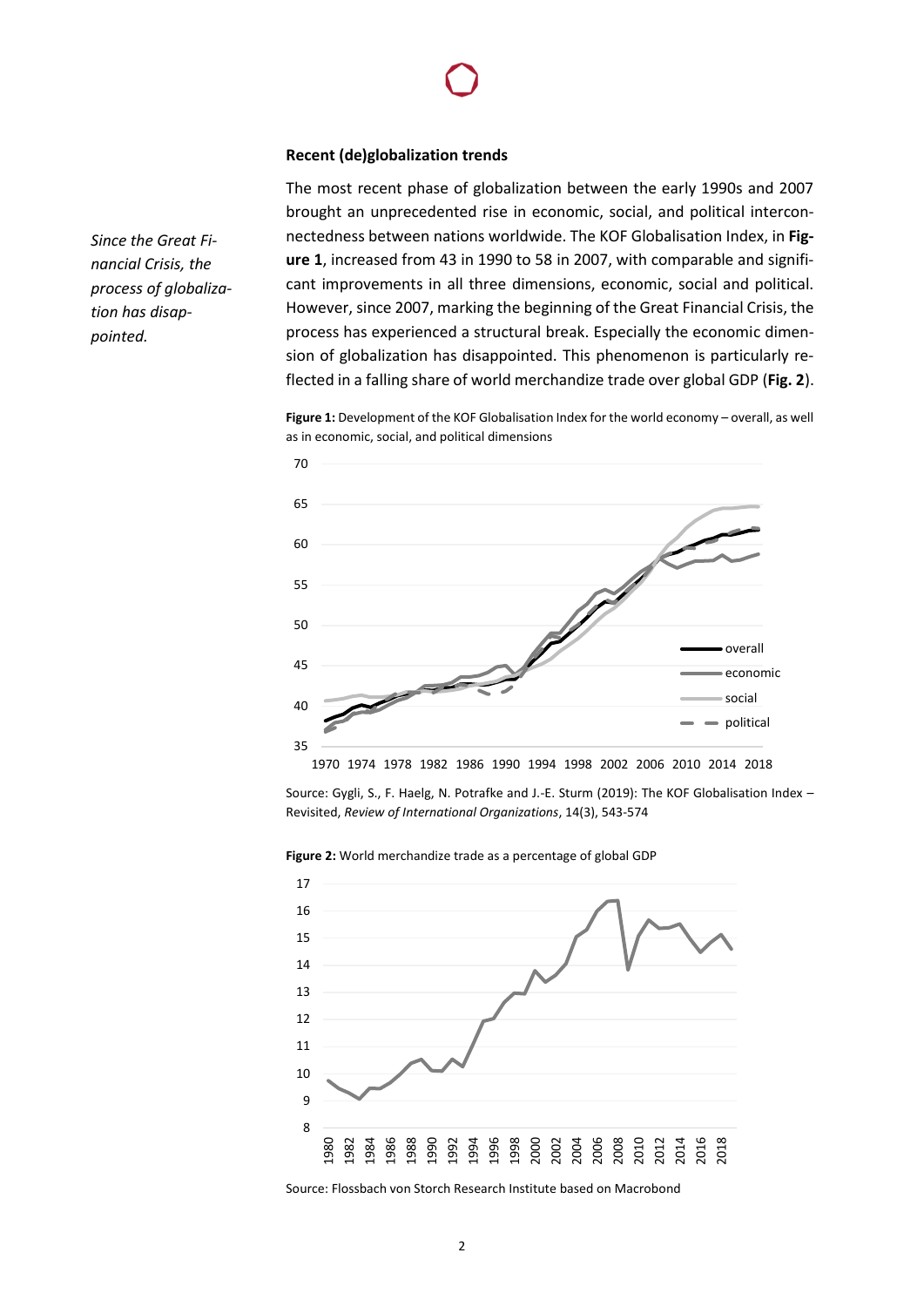### Recent (de)globalization trends

*Since the Great Financial Crisis, the process of globalization has disappointed.*

The most recent phase of globalization between the early 1990s and 2007 brought an unprecedented rise in economic, social, and political interconnectedness between nations worldwide. The KOF Globalisation Index, in **Figure 1**, increased from 43 in 1990 to 58 in 2007, with comparable and significant improvements in all three dimensions, economic, social and political. However, since 2007, marking the beginning of the Great Financial Crisis, the process has experienced a structural break. Especially the economic dimension of globalization has disappointed. This phenomenon is particularly reflected in a falling share of world merchandize trade over global GDP (**Fig. 2**).

**Figure 1:** Development of the KOF Globalisation Index for the world economy – overall, as well as in economic, social, and political dimensions

Source: Gygli, S., F. Haelg, N. Potrafke and J.-E. Sturm (2019): The KOF Globalisation Index – Revisited, *Review of International Organizations*, 14(3), 543-574

**Figure 2:** World merchandize trade as a percentage of global GDP

Source: Flossbach von Storch Research Institute based on Macrobond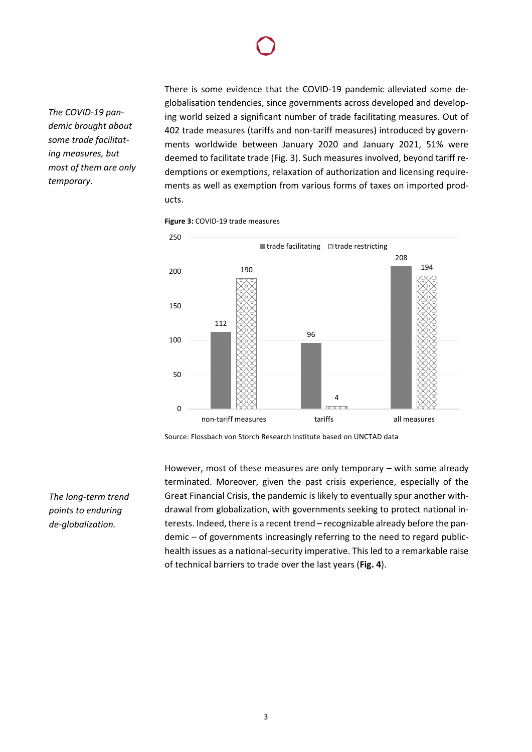*The COVID-19 pandemic brought about some trade facilitating measures, but most of them are only temporary.*

There is some evidence that the COVID-19 pandemic alleviated some de-globalisation tendencies, since governments across developed and developing world seized a significant number of trade facilitating measures. Out of 402 trade measures (tariffs and non-tariff measures) introduced by governments worldwide between January 2020 and January 2021, 51% were deemed to facilitate trade (Fig. 3). Such measures involved, beyond tariff redemptions or exemptions, relaxation of authorization and licensing requirements as well as exemption from various forms of taxes on imported products.

**Figure 3:** COVID-19 trade measures

| | trade facilitating | trade restricting |
|---|---|---|
| non-tariff measures | 112 | 190 |
| tariffs | 96 | 4 |
| all measures | 208 | 194 |

Source: Flossbach von Storch Research Institute based on UNCTAD data

*The long-term trend points to enduring de-globalization.*

However, most of these measures are only temporary – with some already terminated. Moreover, given the past crisis experience, especially of the Great Financial Crisis, the pandemic is likely to eventually spur another withdrawal from globalization, with governments seeking to protect national interests. Indeed, there is a recent trend – recognizable already before the pandemic – of governments increasingly referring to the need to regard public-health issues as a national-security imperative. This led to a remarkable raise of technical barriers to trade over the last years (**Fig. 4**).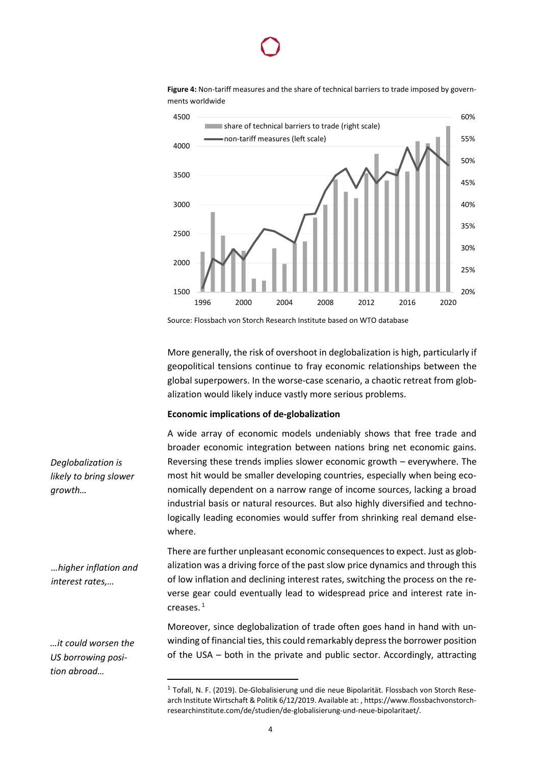**Figure 4:** Non-tariff measures and the share of technical barriers to trade imposed by governments worldwide

Source: Flossbach von Storch Research Institute based on WTO database

More generally, the risk of overshoot in deglobalization is high, particularly if geopolitical tensions continue to fray economic relationships between the global superpowers. In the worse-case scenario, a chaotic retreat from globalization would likely induce vastly more serious problems.

**Economic implications of de-globalization**

*Deglobalization is likely to bring slower growth…*

A wide array of economic models undeniably shows that free trade and broader economic integration between nations bring net economic gains. Reversing these trends implies slower economic growth – everywhere. The most hit would be smaller developing countries, especially when being economically dependent on a narrow range of income sources, lacking a broad industrial basis or natural resources. But also highly diversified and technologically leading economies would suffer from shrinking real demand elsewhere.

*…higher inflation and interest rates,…*

There are further unpleasant economic consequences to expect. Just as globalization was a driving force of the past slow price dynamics and through this of low inflation and declining interest rates, switching the process on the reverse gear could eventually lead to widespread price and interest rate increases.[1]

*…it could worsen the US borrowing position abroad…*

Moreover, since deglobalization of trade often goes hand in hand with unwinding of financial ties, this could remarkably depress the borrower position of the USA – both in the private and public sector. Accordingly, attracting

[1] Tofall, N. F. (2019). De-Globalisierung und die neue Bipolarität. Flossbach von Storch Research Institute Wirtschaft & Politik 6/12/2019. Available at: , https://www.flossbachvonstorch-researchinstitute.com/de/studien/de-globalisierung-und-neue-bipolaritaet/.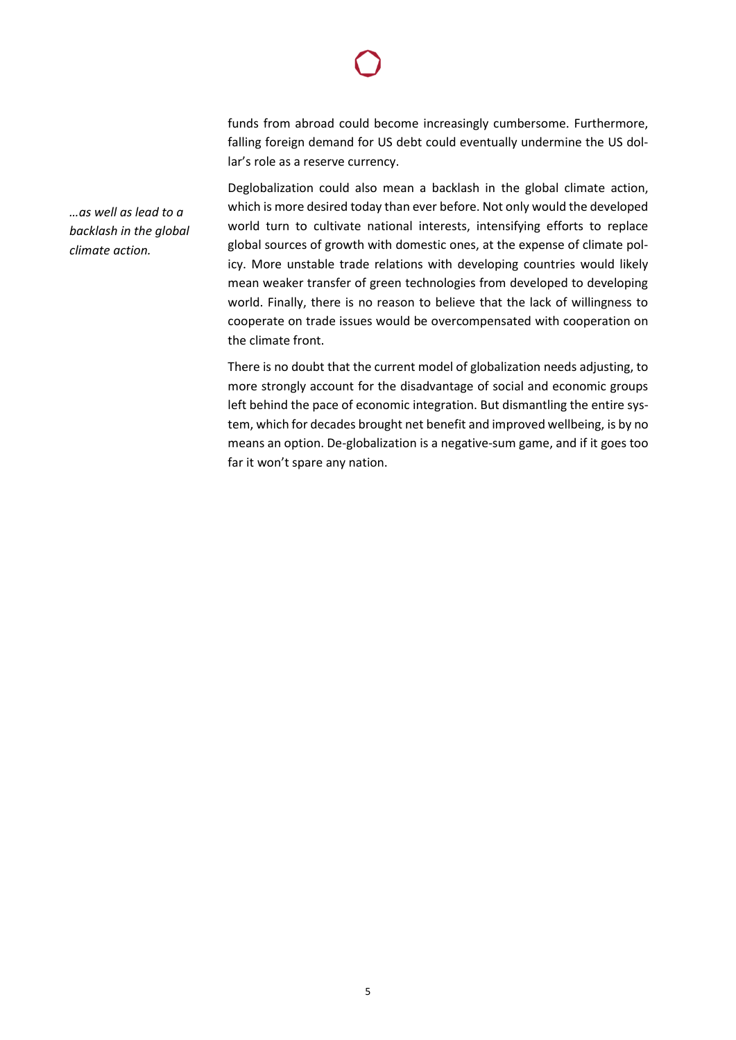funds from abroad could become increasingly cumbersome. Furthermore, falling foreign demand for US debt could eventually undermine the US dollar's role as a reserve currency.

*…as well as lead to a backlash in the global climate action.*

Deglobalization could also mean a backlash in the global climate action, which is more desired today than ever before. Not only would the developed world turn to cultivate national interests, intensifying efforts to replace global sources of growth with domestic ones, at the expense of climate policy. More unstable trade relations with developing countries would likely mean weaker transfer of green technologies from developed to developing world. Finally, there is no reason to believe that the lack of willingness to cooperate on trade issues would be overcompensated with cooperation on the climate front.

There is no doubt that the current model of globalization needs adjusting, to more strongly account for the disadvantage of social and economic groups left behind the pace of economic integration. But dismantling the entire system, which for decades brought net benefit and improved wellbeing, is by no means an option. De-globalization is a negative-sum game, and if it goes too far it won't spare any nation.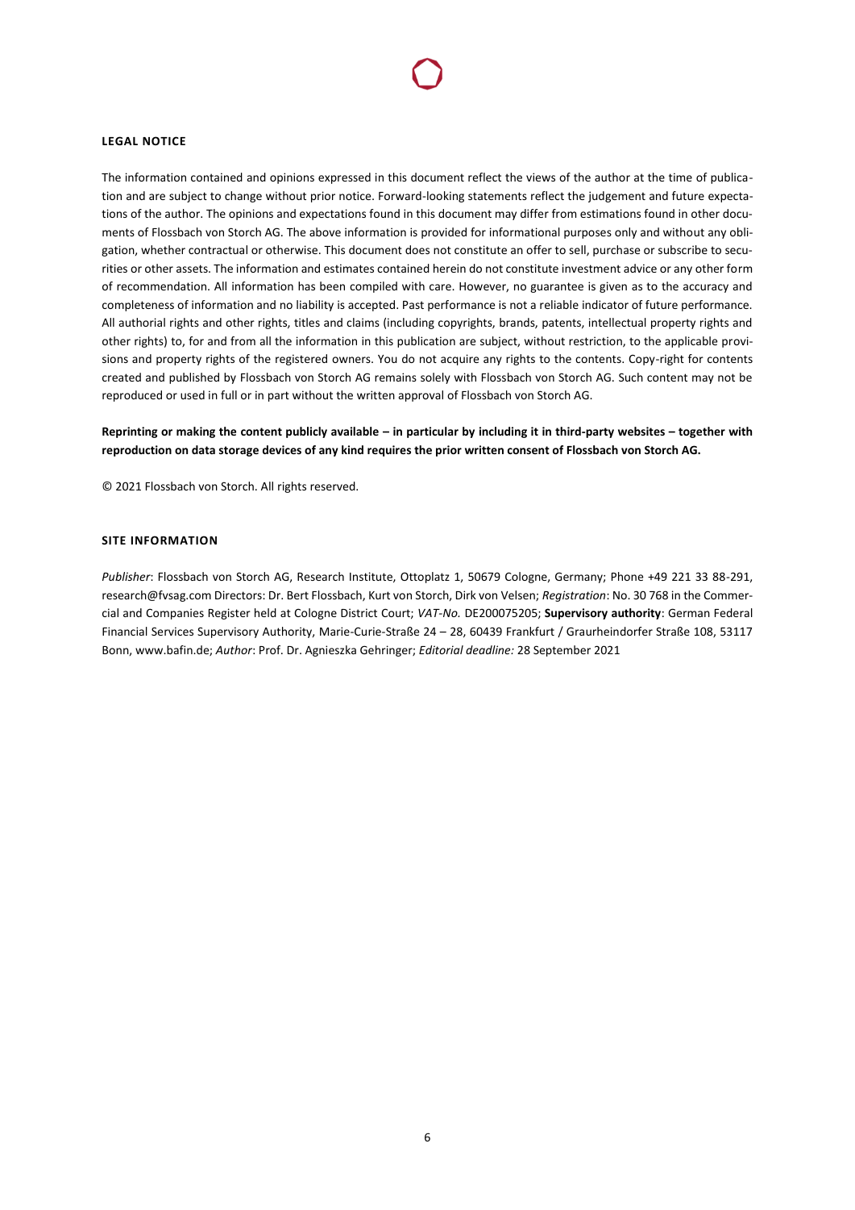### LEGAL NOTICE

The information contained and opinions expressed in this document reflect the views of the author at the time of publication and are subject to change without prior notice. Forward-looking statements reflect the judgement and future expectations of the author. The opinions and expectations found in this document may differ from estimations found in other documents of Flossbach von Storch AG. The above information is provided for informational purposes only and without any obligation, whether contractual or otherwise. This document does not constitute an offer to sell, purchase or subscribe to securities or other assets. The information and estimates contained herein do not constitute investment advice or any other form of recommendation. All information has been compiled with care. However, no guarantee is given as to the accuracy and completeness of information and no liability is accepted. Past performance is not a reliable indicator of future performance. All authorial rights and other rights, titles and claims (including copyrights, brands, patents, intellectual property rights and other rights) to, for and from all the information in this publication are subject, without restriction, to the applicable provisions and property rights of the registered owners. You do not acquire any rights to the contents. Copy-right for contents created and published by Flossbach von Storch AG remains solely with Flossbach von Storch AG. Such content may not be reproduced or used in full or in part without the written approval of Flossbach von Storch AG.

**Reprinting or making the content publicly available – in particular by including it in third-party websites – together with reproduction on data storage devices of any kind requires the prior written consent of Flossbach von Storch AG.**

© 2021 Flossbach von Storch. All rights reserved.

### SITE INFORMATION

*Publisher*: Flossbach von Storch AG, Research Institute, Ottoplatz 1, 50679 Cologne, Germany; Phone +49 221 33 88-291, research@fvsag.com Directors: Dr. Bert Flossbach, Kurt von Storch, Dirk von Velsen; *Registration*: No. 30 768 in the Commercial and Companies Register held at Cologne District Court; *VAT-No.* DE200075205; **Supervisory authority**: German Federal Financial Services Supervisory Authority, Marie-Curie-Straße 24 – 28, 60439 Frankfurt / Graurheindorfer Straße 108, 53117 Bonn, www.bafin.de; *Author*: Prof. Dr. Agnieszka Gehringer; *Editorial deadline:* 28 September 2021